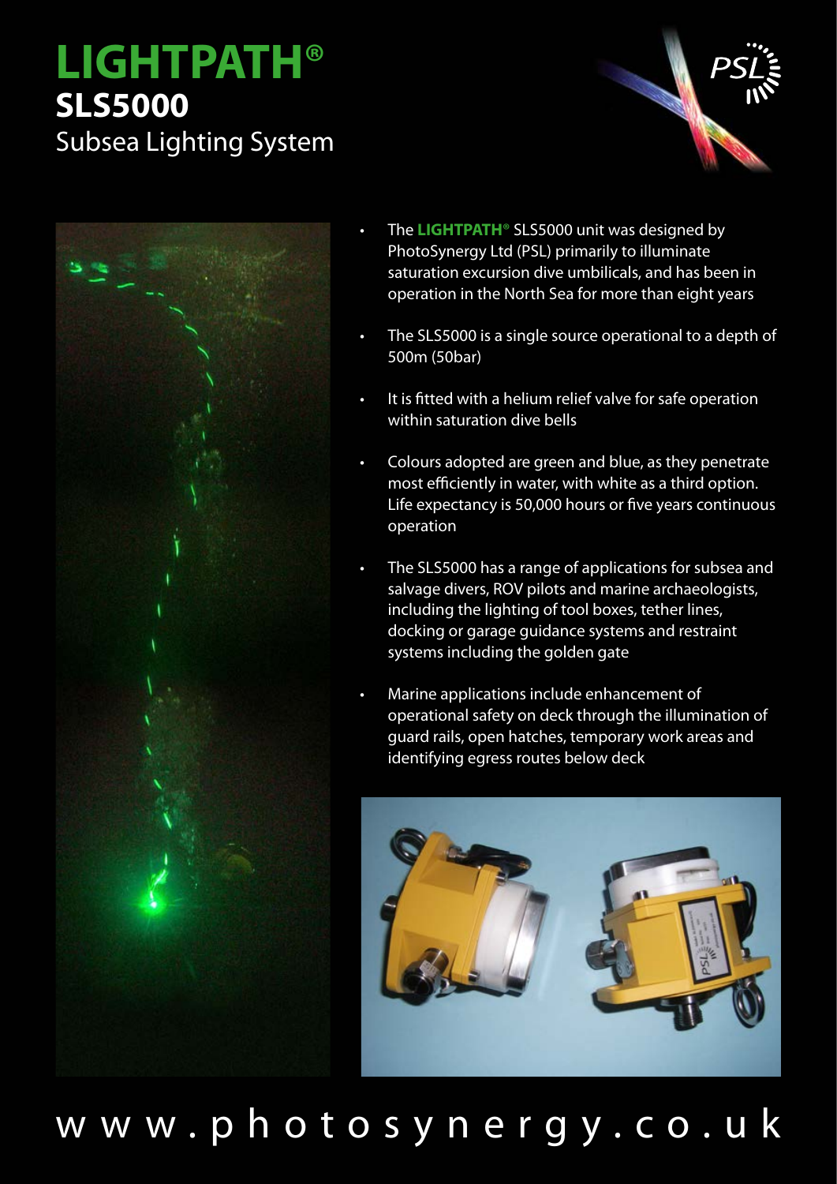# LIGHTPATH®

## SLS5000

Subsea Lighting System

- The **LIGHTPATH**® SLS5000 unit was designed by PhotoSynergy Ltd (PSL) primarily to illuminate saturation excursion dive umbilicals, and has been in operation in the North Sea for more than eight years
- The SLS5000 is a single source operational to a depth of 500m (50bar)
- It is fitted with a helium relief valve for safe operation within saturation dive bells
- Colours adopted are green and blue, as they penetrate most efficiently in water, with white as a third option. Life expectancy is 50,000 hours or five years continuous operation
- The SLS5000 has a range of applications for subsea and salvage divers, ROV pilots and marine archaeologists, including the lighting of tool boxes, tether lines, docking or garage guidance systems and restraint systems including the golden gate
- Marine applications include enhancement of operational safety on deck through the illumination of guard rails, open hatches, temporary work areas and identifying egress routes below deck

www.photosynergy.co.uk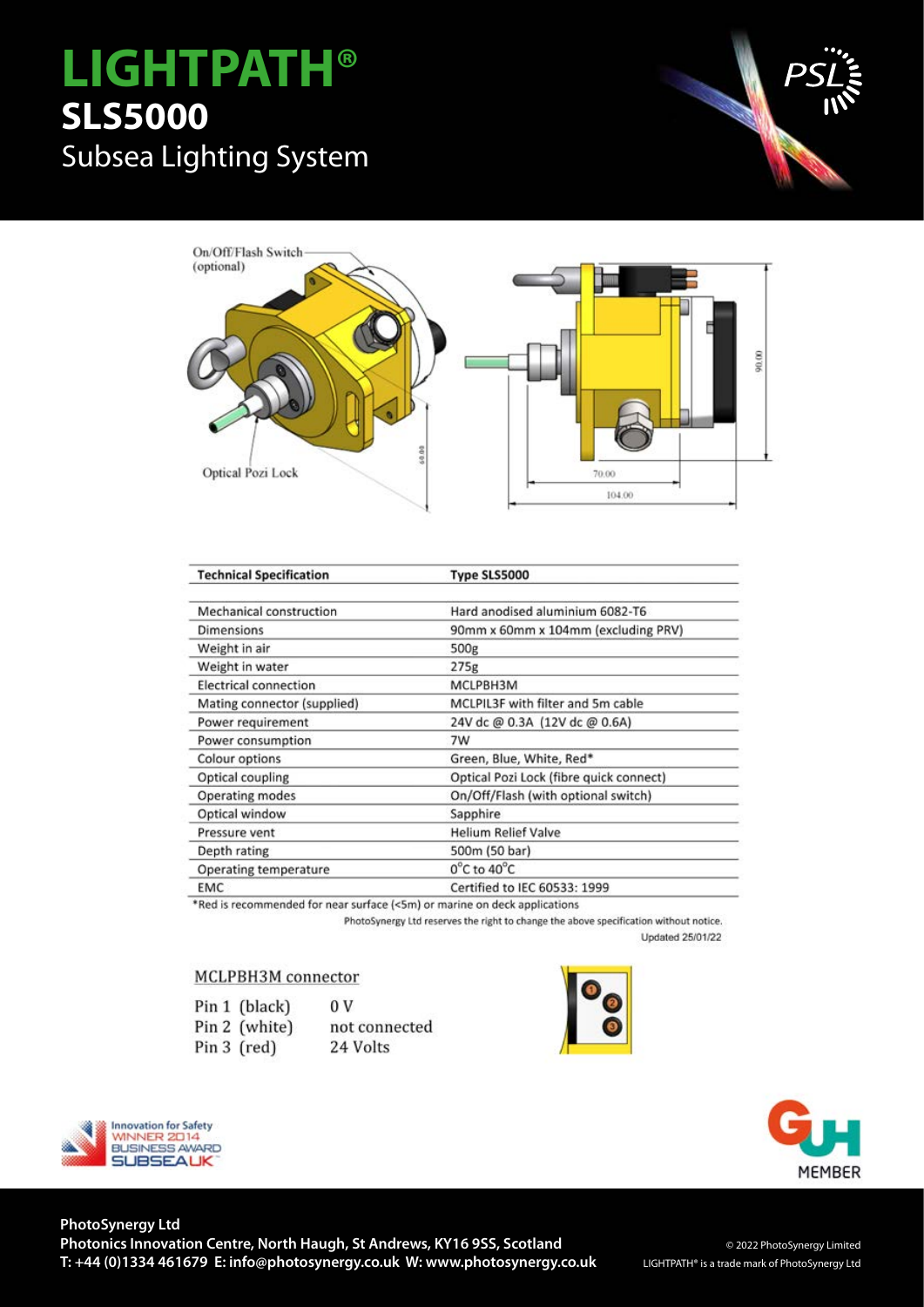# LIGHTPATH®

## SLS5000

### Subsea Lighting System

On/Off/Flash Switch (optional)

Optical Pozi Lock

60.00

90.00

70.00

104.00

| Technical Specification | Type SLS5000 |
|---|---|
| Mechanical construction | Hard anodised aluminium 6082-T6 |
| Dimensions | 90mm x 60mm x 104mm (excluding PRV) |
| Weight in air | 500g |
| Weight in water | 275g |
| Electrical connection | MCLPBH3M |
| Mating connector (supplied) | MCLPIL3F with filter and 5m cable |
| Power requirement | 24V dc @ 0.3A (12V dc @ 0.6A) |
| Power consumption | 7W |
| Colour options | Green, Blue, White, Red* |
| Optical coupling | Optical Pozi Lock (fibre quick connect) |
| Operating modes | On/Off/Flash (with optional switch) |
| Optical window | Sapphire |
| Pressure vent | Helium Relief Valve |
| Depth rating | 500m (50 bar) |
| Operating temperature | 0°C to 40°C |
| EMC | Certified to IEC 60533: 1999 |

*Red is recommended for near surface (<5m) or marine on deck applications

PhotoSynergy Ltd reserves the right to change the above specification without notice.

Updated 25/01/22

MCLPBH3M connector

| | |
|---|---|
| Pin 1 (black) | 0 V |
| Pin 2 (white) | not connected |
| Pin 3 (red) | 24 Volts |

Innovation for Safety WINNER 2014 BUSINESS AWARD SUBSEAUK

GUH MEMBER

**PhotoSynergy Ltd**
**Photonics Innovation Centre, North Haugh, St Andrews, KY16 9SS, Scotland**
**T: +44 (0)1334 461679 E: info@photosynergy.co.uk W: www.photosynergy.co.uk**

© 2022 PhotoSynergy Limited
LIGHTPATH® is a trade mark of PhotoSynergy Ltd